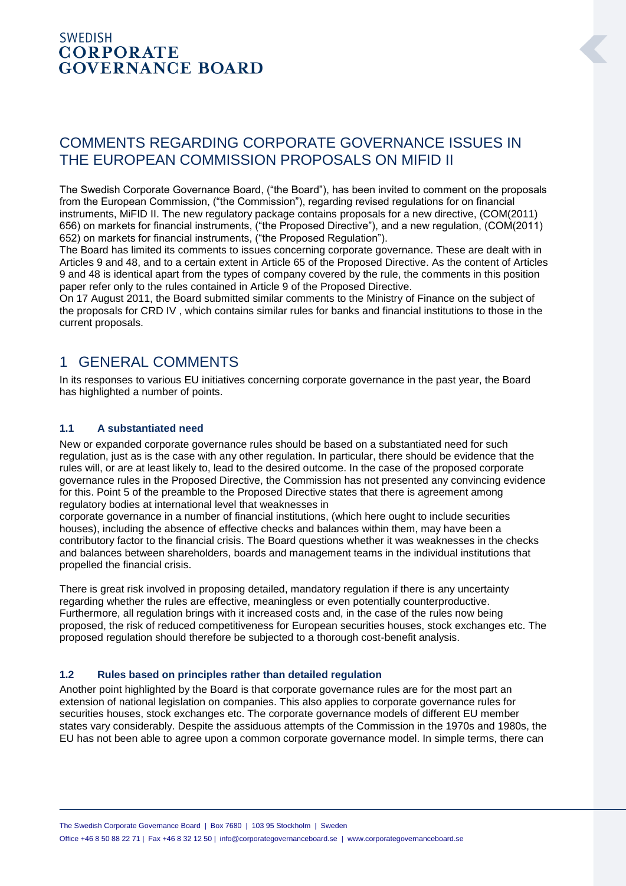SWEDISH
**CORPORATE GOVERNANCE BOARD**

# COMMENTS REGARDING CORPORATE GOVERNANCE ISSUES IN THE EUROPEAN COMMISSION PROPOSALS ON MIFID II

The Swedish Corporate Governance Board, ("the Board"), has been invited to comment on the proposals from the European Commission, ("the Commission"), regarding revised regulations for on financial instruments, MiFID II. The new regulatory package contains proposals for a new directive, (COM(2011) 656) on markets for financial instruments, ("the Proposed Directive"), and a new regulation, (COM(2011) 652) on markets for financial instruments, ("the Proposed Regulation").

The Board has limited its comments to issues concerning corporate governance. These are dealt with in Articles 9 and 48, and to a certain extent in Article 65 of the Proposed Directive. As the content of Articles 9 and 48 is identical apart from the types of company covered by the rule, the comments in this position paper refer only to the rules contained in Article 9 of the Proposed Directive.

On 17 August 2011, the Board submitted similar comments to the Ministry of Finance on the subject of the proposals for CRD IV , which contains similar rules for banks and financial institutions to those in the current proposals.

## 1 GENERAL COMMENTS

In its responses to various EU initiatives concerning corporate governance in the past year, the Board has highlighted a number of points.

### 1.1 A substantiated need

New or expanded corporate governance rules should be based on a substantiated need for such regulation, just as is the case with any other regulation. In particular, there should be evidence that the rules will, or are at least likely to, lead to the desired outcome. In the case of the proposed corporate governance rules in the Proposed Directive, the Commission has not presented any convincing evidence for this. Point 5 of the preamble to the Proposed Directive states that there is agreement among regulatory bodies at international level that weaknesses in corporate governance in a number of financial institutions, (which here ought to include securities houses), including the absence of effective checks and balances within them, may have been a contributory factor to the financial crisis. The Board questions whether it was weaknesses in the checks and balances between shareholders, boards and management teams in the individual institutions that propelled the financial crisis.

There is great risk involved in proposing detailed, mandatory regulation if there is any uncertainty regarding whether the rules are effective, meaningless or even potentially counterproductive. Furthermore, all regulation brings with it increased costs and, in the case of the rules now being proposed, the risk of reduced competitiveness for European securities houses, stock exchanges etc. The proposed regulation should therefore be subjected to a thorough cost-benefit analysis.

### 1.2 Rules based on principles rather than detailed regulation

Another point highlighted by the Board is that corporate governance rules are for the most part an extension of national legislation on companies. This also applies to corporate governance rules for securities houses, stock exchanges etc. The corporate governance models of different EU member states vary considerably. Despite the assiduous attempts of the Commission in the 1970s and 1980s, the EU has not been able to agree upon a common corporate governance model. In simple terms, there can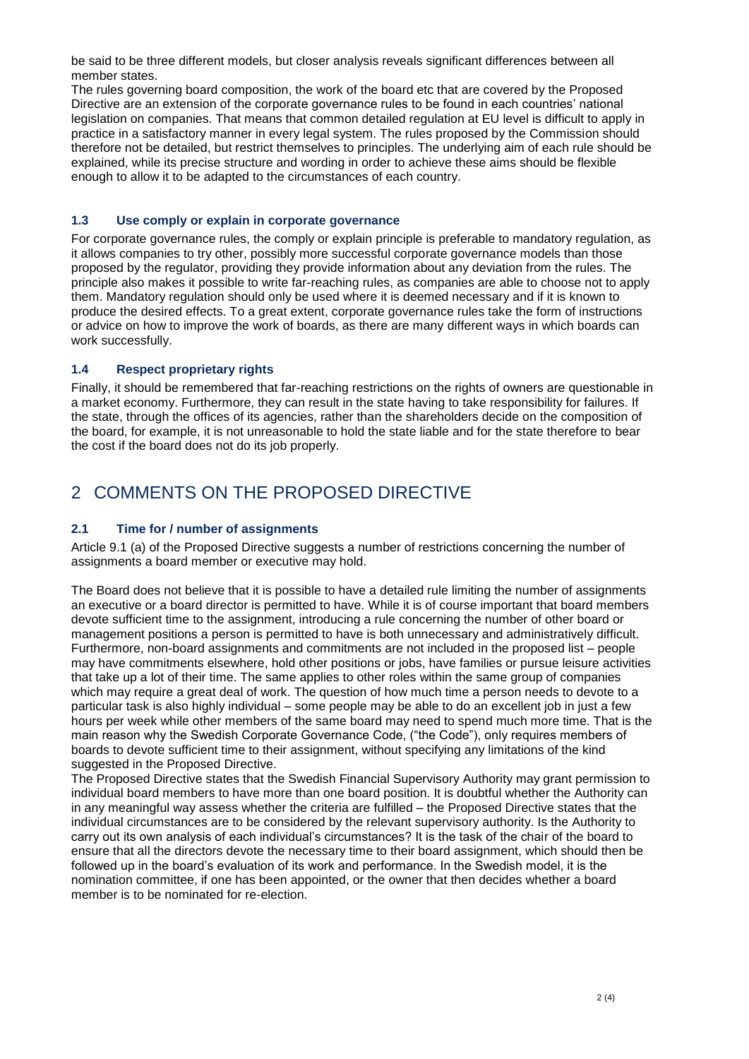be said to be three different models, but closer analysis reveals significant differences between all member states.

The rules governing board composition, the work of the board etc that are covered by the Proposed Directive are an extension of the corporate governance rules to be found in each countries' national legislation on companies. That means that common detailed regulation at EU level is difficult to apply in practice in a satisfactory manner in every legal system. The rules proposed by the Commission should therefore not be detailed, but restrict themselves to principles. The underlying aim of each rule should be explained, while its precise structure and wording in order to achieve these aims should be flexible enough to allow it to be adapted to the circumstances of each country.

### 1.3 Use comply or explain in corporate governance

For corporate governance rules, the comply or explain principle is preferable to mandatory regulation, as it allows companies to try other, possibly more successful corporate governance models than those proposed by the regulator, providing they provide information about any deviation from the rules. The principle also makes it possible to write far-reaching rules, as companies are able to choose not to apply them. Mandatory regulation should only be used where it is deemed necessary and if it is known to produce the desired effects. To a great extent, corporate governance rules take the form of instructions or advice on how to improve the work of boards, as there are many different ways in which boards can work successfully.

### 1.4 Respect proprietary rights

Finally, it should be remembered that far-reaching restrictions on the rights of owners are questionable in a market economy. Furthermore, they can result in the state having to take responsibility for failures. If the state, through the offices of its agencies, rather than the shareholders decide on the composition of the board, for example, it is not unreasonable to hold the state liable and for the state therefore to bear the cost if the board does not do its job properly.

## 2 COMMENTS ON THE PROPOSED DIRECTIVE

### 2.1 Time for / number of assignments

Article 9.1 (a) of the Proposed Directive suggests a number of restrictions concerning the number of assignments a board member or executive may hold.

The Board does not believe that it is possible to have a detailed rule limiting the number of assignments an executive or a board director is permitted to have. While it is of course important that board members devote sufficient time to the assignment, introducing a rule concerning the number of other board or management positions a person is permitted to have is both unnecessary and administratively difficult. Furthermore, non-board assignments and commitments are not included in the proposed list – people may have commitments elsewhere, hold other positions or jobs, have families or pursue leisure activities that take up a lot of their time. The same applies to other roles within the same group of companies which may require a great deal of work. The question of how much time a person needs to devote to a particular task is also highly individual – some people may be able to do an excellent job in just a few hours per week while other members of the same board may need to spend much more time. That is the main reason why the Swedish Corporate Governance Code, ("the Code"), only requires members of boards to devote sufficient time to their assignment, without specifying any limitations of the kind suggested in the Proposed Directive.

The Proposed Directive states that the Swedish Financial Supervisory Authority may grant permission to individual board members to have more than one board position. It is doubtful whether the Authority can in any meaningful way assess whether the criteria are fulfilled – the Proposed Directive states that the individual circumstances are to be considered by the relevant supervisory authority. Is the Authority to carry out its own analysis of each individual's circumstances? It is the task of the chair of the board to ensure that all the directors devote the necessary time to their board assignment, which should then be followed up in the board's evaluation of its work and performance. In the Swedish model, it is the nomination committee, if one has been appointed, or the owner that then decides whether a board member is to be nominated for re-election.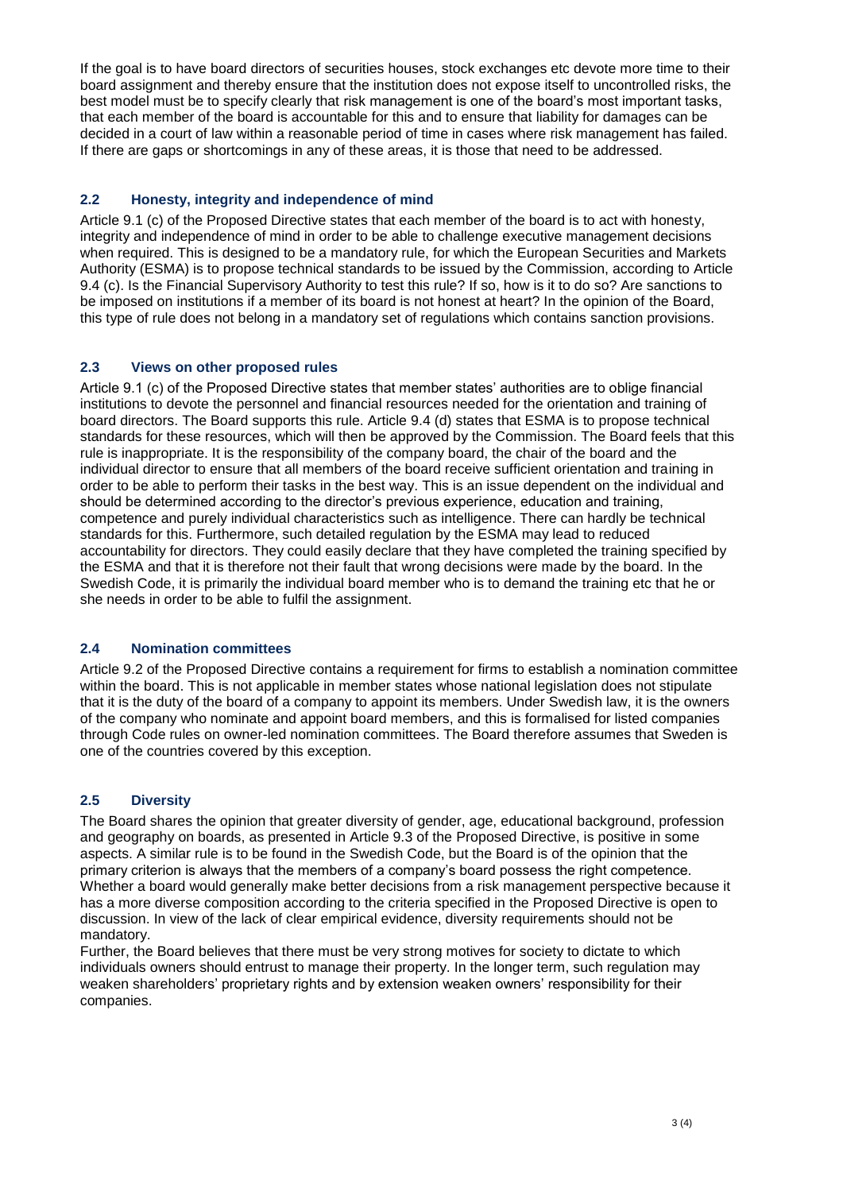If the goal is to have board directors of securities houses, stock exchanges etc devote more time to their board assignment and thereby ensure that the institution does not expose itself to uncontrolled risks, the best model must be to specify clearly that risk management is one of the board's most important tasks, that each member of the board is accountable for this and to ensure that liability for damages can be decided in a court of law within a reasonable period of time in cases where risk management has failed. If there are gaps or shortcomings in any of these areas, it is those that need to be addressed.

## 2.2 Honesty, integrity and independence of mind

Article 9.1 (c) of the Proposed Directive states that each member of the board is to act with honesty, integrity and independence of mind in order to be able to challenge executive management decisions when required. This is designed to be a mandatory rule, for which the European Securities and Markets Authority (ESMA) is to propose technical standards to be issued by the Commission, according to Article 9.4 (c). Is the Financial Supervisory Authority to test this rule? If so, how is it to do so? Are sanctions to be imposed on institutions if a member of its board is not honest at heart? In the opinion of the Board, this type of rule does not belong in a mandatory set of regulations which contains sanction provisions.

## 2.3 Views on other proposed rules

Article 9.1 (c) of the Proposed Directive states that member states' authorities are to oblige financial institutions to devote the personnel and financial resources needed for the orientation and training of board directors. The Board supports this rule. Article 9.4 (d) states that ESMA is to propose technical standards for these resources, which will then be approved by the Commission. The Board feels that this rule is inappropriate. It is the responsibility of the company board, the chair of the board and the individual director to ensure that all members of the board receive sufficient orientation and training in order to be able to perform their tasks in the best way. This is an issue dependent on the individual and should be determined according to the director's previous experience, education and training, competence and purely individual characteristics such as intelligence. There can hardly be technical standards for this. Furthermore, such detailed regulation by the ESMA may lead to reduced accountability for directors. They could easily declare that they have completed the training specified by the ESMA and that it is therefore not their fault that wrong decisions were made by the board. In the Swedish Code, it is primarily the individual board member who is to demand the training etc that he or she needs in order to be able to fulfil the assignment.

## 2.4 Nomination committees

Article 9.2 of the Proposed Directive contains a requirement for firms to establish a nomination committee within the board. This is not applicable in member states whose national legislation does not stipulate that it is the duty of the board of a company to appoint its members. Under Swedish law, it is the owners of the company who nominate and appoint board members, and this is formalised for listed companies through Code rules on owner-led nomination committees. The Board therefore assumes that Sweden is one of the countries covered by this exception.

## 2.5 Diversity

The Board shares the opinion that greater diversity of gender, age, educational background, profession and geography on boards, as presented in Article 9.3 of the Proposed Directive, is positive in some aspects. A similar rule is to be found in the Swedish Code, but the Board is of the opinion that the primary criterion is always that the members of a company's board possess the right competence. Whether a board would generally make better decisions from a risk management perspective because it has a more diverse composition according to the criteria specified in the Proposed Directive is open to discussion. In view of the lack of clear empirical evidence, diversity requirements should not be mandatory.

Further, the Board believes that there must be very strong motives for society to dictate to which individuals owners should entrust to manage their property. In the longer term, such regulation may weaken shareholders' proprietary rights and by extension weaken owners' responsibility for their companies.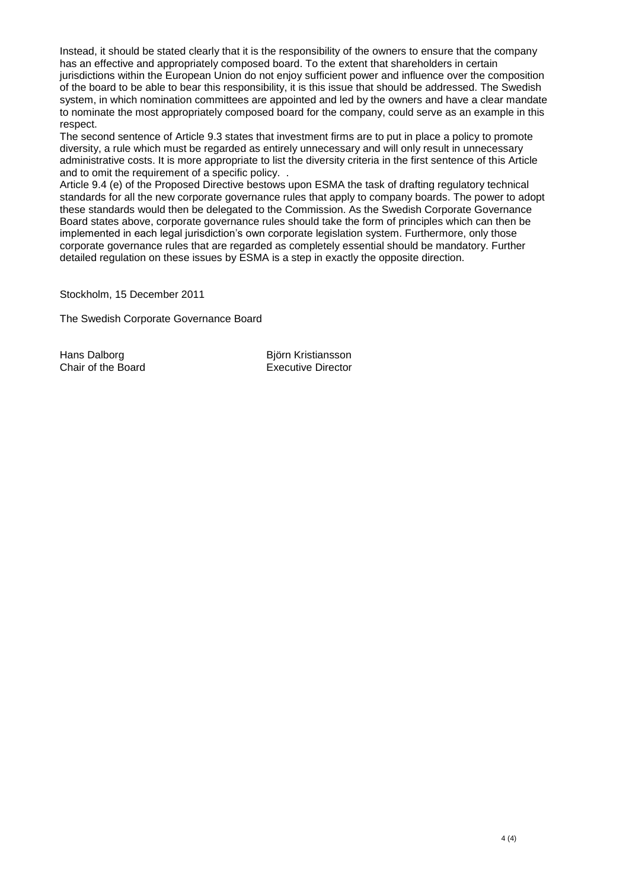Instead, it should be stated clearly that it is the responsibility of the owners to ensure that the company has an effective and appropriately composed board. To the extent that shareholders in certain jurisdictions within the European Union do not enjoy sufficient power and influence over the composition of the board to be able to bear this responsibility, it is this issue that should be addressed. The Swedish system, in which nomination committees are appointed and led by the owners and have a clear mandate to nominate the most appropriately composed board for the company, could serve as an example in this respect.

The second sentence of Article 9.3 states that investment firms are to put in place a policy to promote diversity, a rule which must be regarded as entirely unnecessary and will only result in unnecessary administrative costs. It is more appropriate to list the diversity criteria in the first sentence of this Article and to omit the requirement of a specific policy. .

Article 9.4 (e) of the Proposed Directive bestows upon ESMA the task of drafting regulatory technical standards for all the new corporate governance rules that apply to company boards. The power to adopt these standards would then be delegated to the Commission. As the Swedish Corporate Governance Board states above, corporate governance rules should take the form of principles which can then be implemented in each legal jurisdiction's own corporate legislation system. Furthermore, only those corporate governance rules that are regarded as completely essential should be mandatory. Further detailed regulation on these issues by ESMA is a step in exactly the opposite direction.

Stockholm, 15 December 2011

The Swedish Corporate Governance Board

| | |
|---|---|
| Hans Dalborg | Björn Kristiansson |
| Chair of the Board | Executive Director |